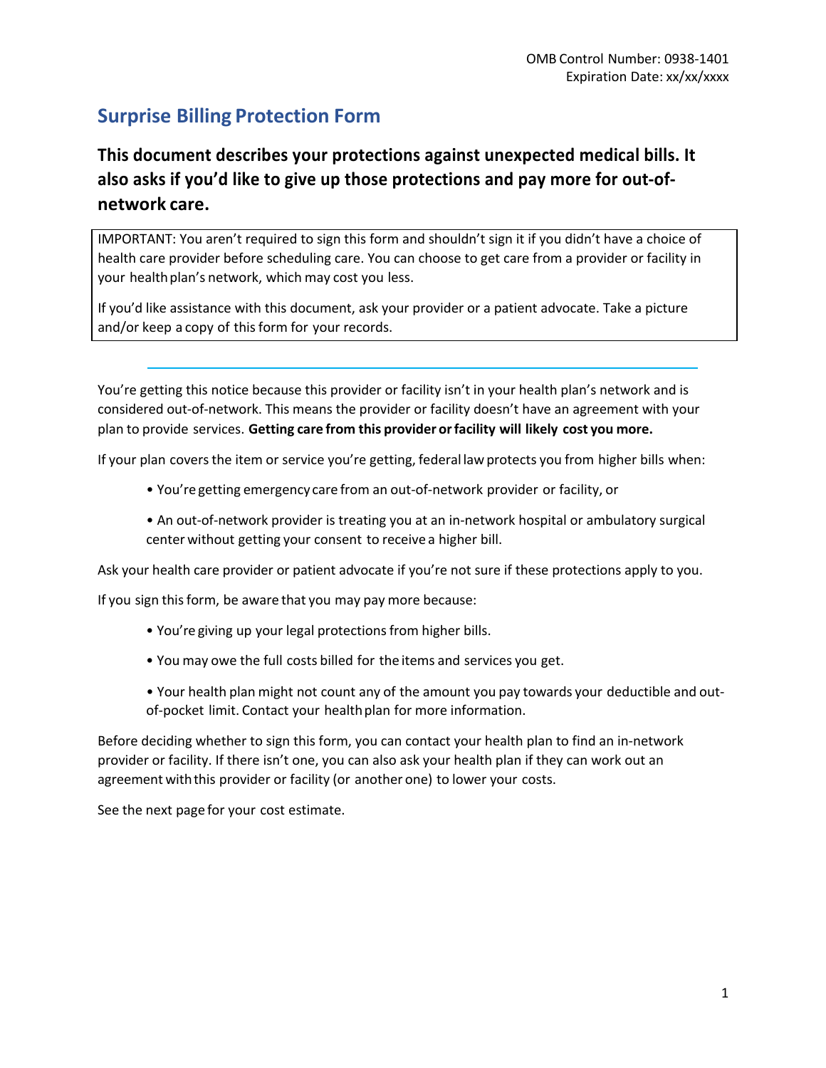OMB Control Number: 0938-1401
Expiration Date: xx/xx/xxxx

# Surprise Billing Protection Form

## This document describes your protections against unexpected medical bills. It also asks if you'd like to give up those protections and pay more for out-of-network care.

IMPORTANT: You aren't required to sign this form and shouldn't sign it if you didn't have a choice of health care provider before scheduling care. You can choose to get care from a provider or facility in your health plan's network, which may cost you less.

If you'd like assistance with this document, ask your provider or a patient advocate. Take a picture and/or keep a copy of this form for your records.

---

You're getting this notice because this provider or facility isn't in your health plan's network and is considered out-of-network. This means the provider or facility doesn't have an agreement with your plan to provide services. **Getting care from this provider or facility will likely cost you more.**

If your plan covers the item or service you're getting, federal law protects you from higher bills when:

- You're getting emergency care from an out-of-network provider or facility, or
- An out-of-network provider is treating you at an in-network hospital or ambulatory surgical center without getting your consent to receive a higher bill.

Ask your health care provider or patient advocate if you're not sure if these protections apply to you.

If you sign this form, be aware that you may pay more because:

- You're giving up your legal protections from higher bills.
- You may owe the full costs billed for the items and services you get.
- Your health plan might not count any of the amount you pay towards your deductible and out-of-pocket limit. Contact your health plan for more information.

Before deciding whether to sign this form, you can contact your health plan to find an in-network provider or facility. If there isn't one, you can also ask your health plan if they can work out an agreement with this provider or facility (or another one) to lower your costs.

See the next page for your cost estimate.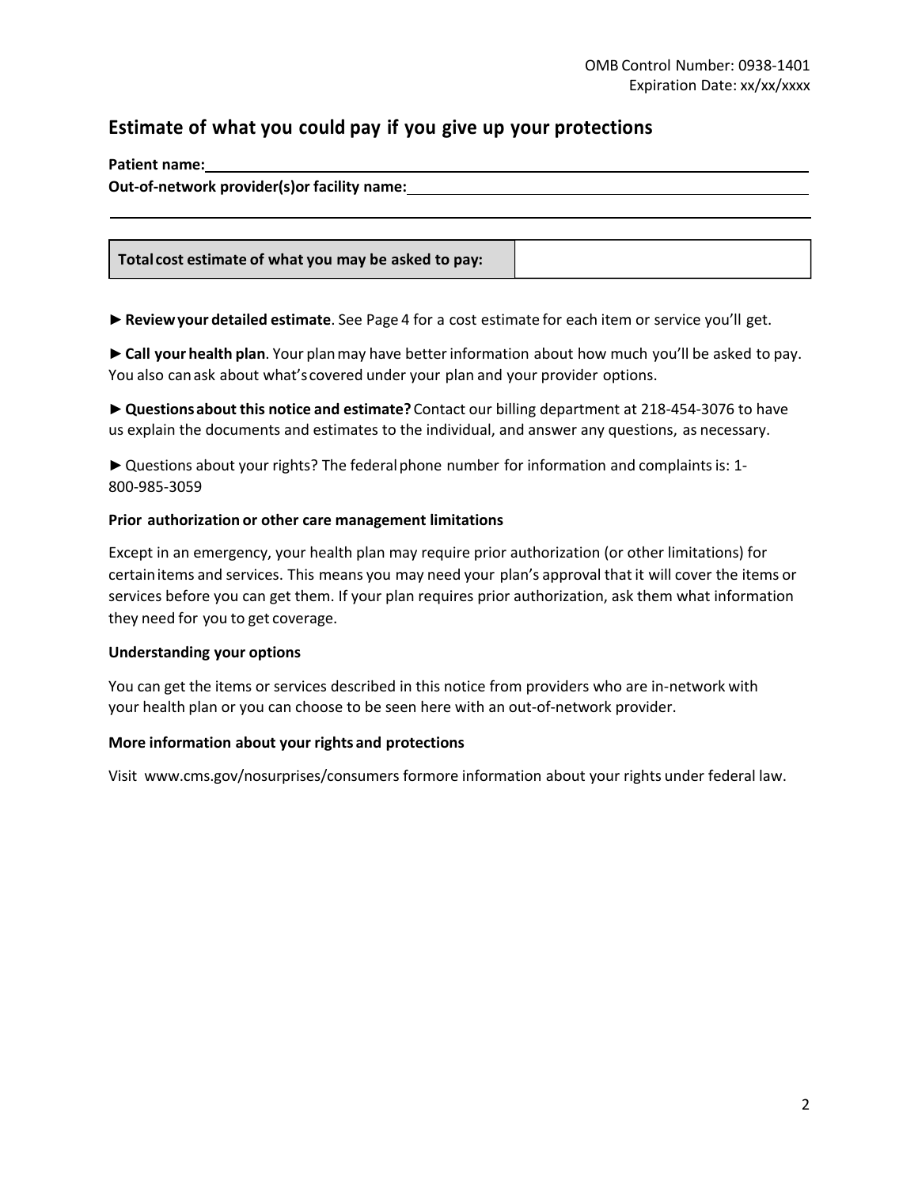OMB Control Number: 0938-1401
Expiration Date: xx/xx/xxxx

## Estimate of what you could pay if you give up your protections

**Patient name:** \_\_\_\_\_\_\_\_\_\_\_\_\_\_\_\_\_\_\_\_\_\_\_\_\_\_\_\_\_\_\_\_\_\_\_\_\_\_\_\_

**Out-of-network provider(s)or facility name:** \_\_\_\_\_\_\_\_\_\_\_\_\_\_\_\_\_\_\_\_\_\_\_\_\_\_\_\_\_\_\_\_\_\_\_\_\_\_\_\_

| **Total cost estimate of what you may be asked to pay:** | |
|---|---|

► **Review your detailed estimate**. See Page 4 for a cost estimate for each item or service you'll get.

► **Call your health plan**. Your plan may have better information about how much you'll be asked to pay. You also can ask about what's covered under your plan and your provider options.

► **Questions about this notice and estimate?** Contact our billing department at 218-454-3076 to have us explain the documents and estimates to the individual, and answer any questions, as necessary.

► Questions about your rights? The federal phone number for information and complaints is: 1-800-985-3059

**Prior authorization or other care management limitations**

Except in an emergency, your health plan may require prior authorization (or other limitations) for certain items and services. This means you may need your plan's approval that it will cover the items or services before you can get them. If your plan requires prior authorization, ask them what information they need for you to get coverage.

**Understanding your options**

You can get the items or services described in this notice from providers who are in-network with your health plan or you can choose to be seen here with an out-of-network provider.

**More information about your rights and protections**

Visit www.cms.gov/nosurprises/consumers formore information about your rights under federal law.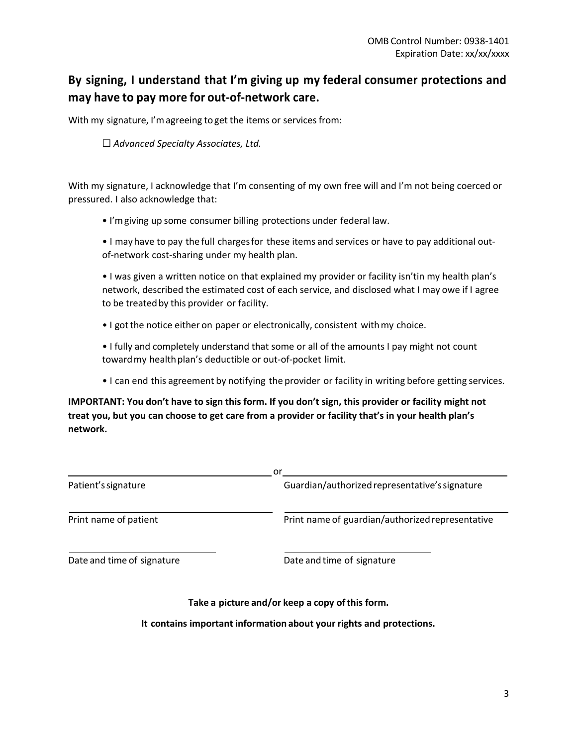OMB Control Number: 0938-1401
Expiration Date: xx/xx/xxxx

## By signing, I understand that I'm giving up my federal consumer protections and may have to pay more for out-of-network care.

With my signature, I'm agreeing to get the items or services from:

☐ *Advanced Specialty Associates, Ltd.*

With my signature, I acknowledge that I'm consenting of my own free will and I'm not being coerced or pressured. I also acknowledge that:

- I'm giving up some consumer billing protections under federal law.
- I may have to pay the full charges for these items and services or have to pay additional out-of-network cost-sharing under my health plan.
- I was given a written notice on that explained my provider or facility isn'tin my health plan's network, described the estimated cost of each service, and disclosed what I may owe if I agree to be treated by this provider or facility.
- I got the notice either on paper or electronically, consistent with my choice.
- I fully and completely understand that some or all of the amounts I pay might not count toward my health plan's deductible or out-of-pocket limit.
- I can end this agreement by notifying the provider or facility in writing before getting services.

**IMPORTANT: You don't have to sign this form. If you don't sign, this provider or facility might not treat you, but you can choose to get care from a provider or facility that's in your health plan's network.**

| | | |
|---|---|---|
| ______________________________ | or | ______________________________ |
| Patient's signature | | Guardian/authorized representative's signature |
| ______________________________ | | ______________________________ |
| Print name of patient | | Print name of guardian/authorized representative |
| ______________________________ | | ______________________________ |
| Date and time of signature | | Date and time of signature |

**Take a picture and/or keep a copy of this form.**

**It contains important information about your rights and protections.**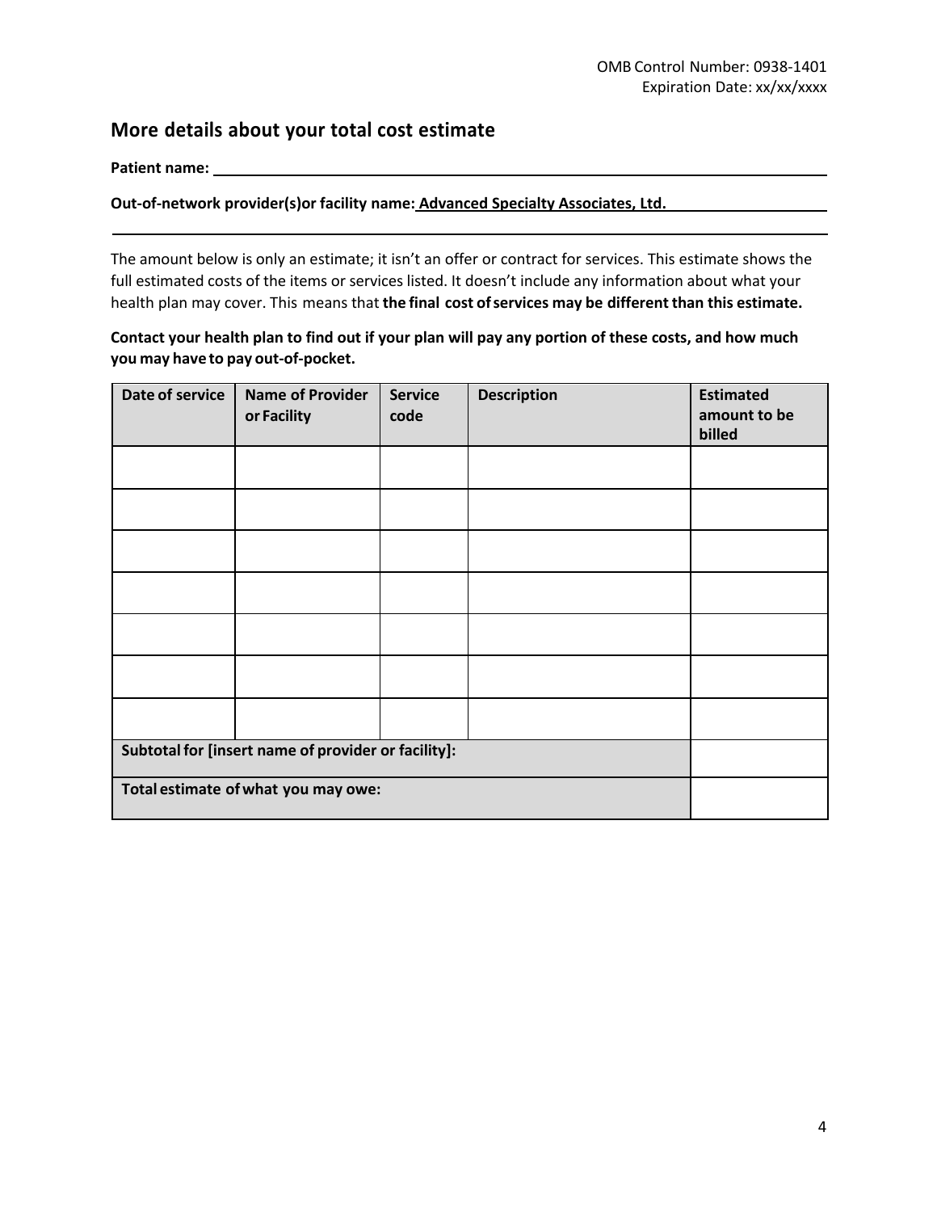OMB Control Number: 0938-1401
Expiration Date: xx/xx/xxxx

## More details about your total cost estimate

**Patient name:** ____________________

**Out-of-network provider(s)or facility name:** **Advanced Specialty Associates, Ltd.**

The amount below is only an estimate; it isn't an offer or contract for services. This estimate shows the full estimated costs of the items or services listed. It doesn't include any information about what your health plan may cover. This means that **the final cost of services may be different than this estimate.**

**Contact your health plan to find out if your plan will pay any portion of these costs, and how much you may have to pay out-of-pocket.**

| Date of service | Name of Provider or Facility | Service code | Description | Estimated amount to be billed |
|---|---|---|---|---|
| | | | | |
| | | | | |
| | | | | |
| | | | | |
| | | | | |
| | | | | |
| | | | | |
| **Subtotal for [insert name of provider or facility]:** | | | | |
| **Total estimate of what you may owe:** | | | | |